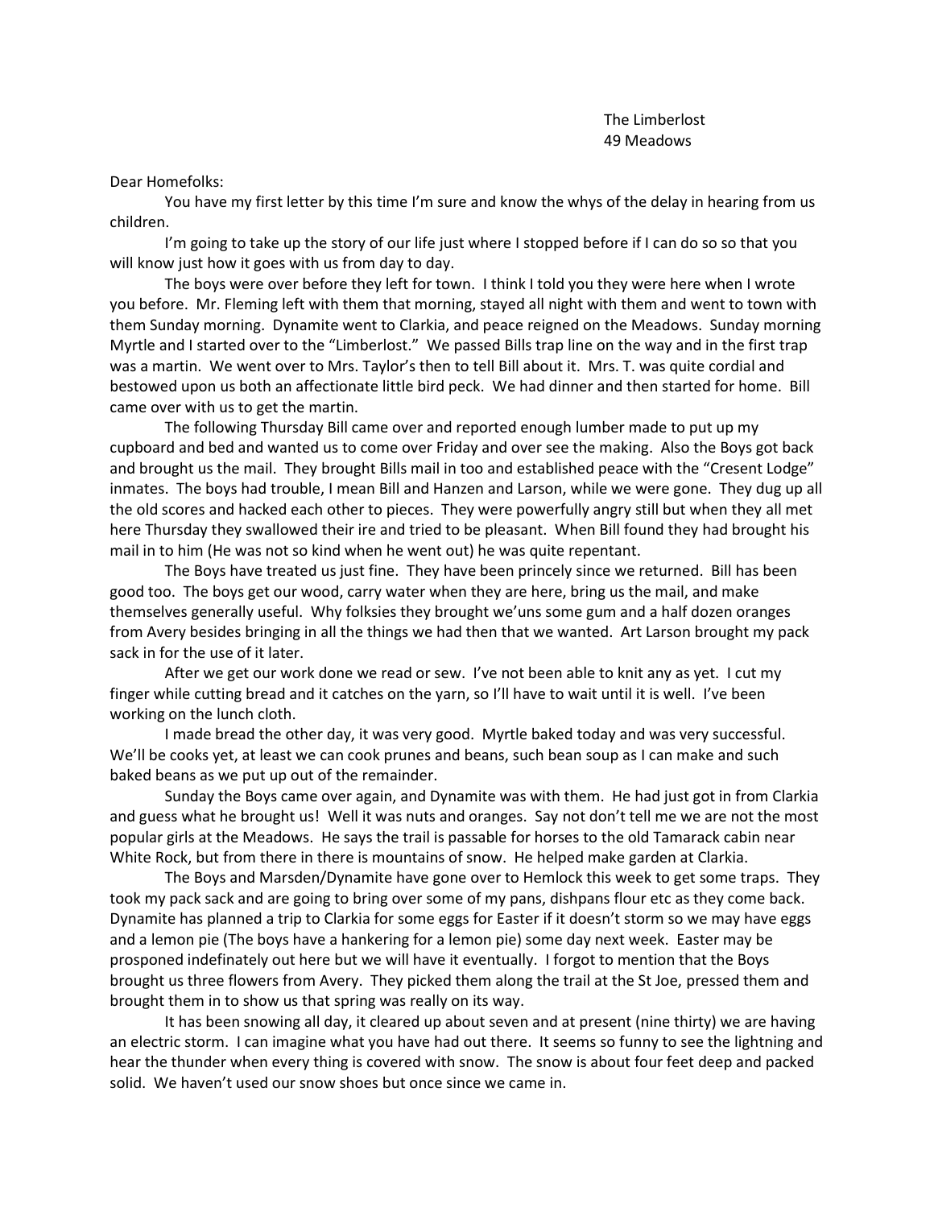The Limberlost
49 Meadows

Dear Homefolks:

You have my first letter by this time I'm sure and know the whys of the delay in hearing from us children.

I'm going to take up the story of our life just where I stopped before if I can do so so that you will know just how it goes with us from day to day.

The boys were over before they left for town. I think I told you they were here when I wrote you before. Mr. Fleming left with them that morning, stayed all night with them and went to town with them Sunday morning. Dynamite went to Clarkia, and peace reigned on the Meadows. Sunday morning Myrtle and I started over to the "Limberlost." We passed Bills trap line on the way and in the first trap was a martin. We went over to Mrs. Taylor's then to tell Bill about it. Mrs. T. was quite cordial and bestowed upon us both an affectionate little bird peck. We had dinner and then started for home. Bill came over with us to get the martin.

The following Thursday Bill came over and reported enough lumber made to put up my cupboard and bed and wanted us to come over Friday and over see the making. Also the Boys got back and brought us the mail. They brought Bills mail in too and established peace with the "Cresent Lodge" inmates. The boys had trouble, I mean Bill and Hanzen and Larson, while we were gone. They dug up all the old scores and hacked each other to pieces. They were powerfully angry still but when they all met here Thursday they swallowed their ire and tried to be pleasant. When Bill found they had brought his mail in to him (He was not so kind when he went out) he was quite repentant.

The Boys have treated us just fine. They have been princely since we returned. Bill has been good too. The boys get our wood, carry water when they are here, bring us the mail, and make themselves generally useful. Why folksies they brought we'uns some gum and a half dozen oranges from Avery besides bringing in all the things we had then that we wanted. Art Larson brought my pack sack in for the use of it later.

After we get our work done we read or sew. I've not been able to knit any as yet. I cut my finger while cutting bread and it catches on the yarn, so I'll have to wait until it is well. I've been working on the lunch cloth.

I made bread the other day, it was very good. Myrtle baked today and was very successful. We'll be cooks yet, at least we can cook prunes and beans, such bean soup as I can make and such baked beans as we put up out of the remainder.

Sunday the Boys came over again, and Dynamite was with them. He had just got in from Clarkia and guess what he brought us! Well it was nuts and oranges. Say not don't tell me we are not the most popular girls at the Meadows. He says the trail is passable for horses to the old Tamarack cabin near White Rock, but from there in there is mountains of snow. He helped make garden at Clarkia.

The Boys and Marsden/Dynamite have gone over to Hemlock this week to get some traps. They took my pack sack and are going to bring over some of my pans, dishpans flour etc as they come back. Dynamite has planned a trip to Clarkia for some eggs for Easter if it doesn't storm so we may have eggs and a lemon pie (The boys have a hankering for a lemon pie) some day next week. Easter may be prosponed indefinately out here but we will have it eventually. I forgot to mention that the Boys brought us three flowers from Avery. They picked them along the trail at the St Joe, pressed them and brought them in to show us that spring was really on its way.

It has been snowing all day, it cleared up about seven and at present (nine thirty) we are having an electric storm. I can imagine what you have had out there. It seems so funny to see the lightning and hear the thunder when every thing is covered with snow. The snow is about four feet deep and packed solid. We haven't used our snow shoes but once since we came in.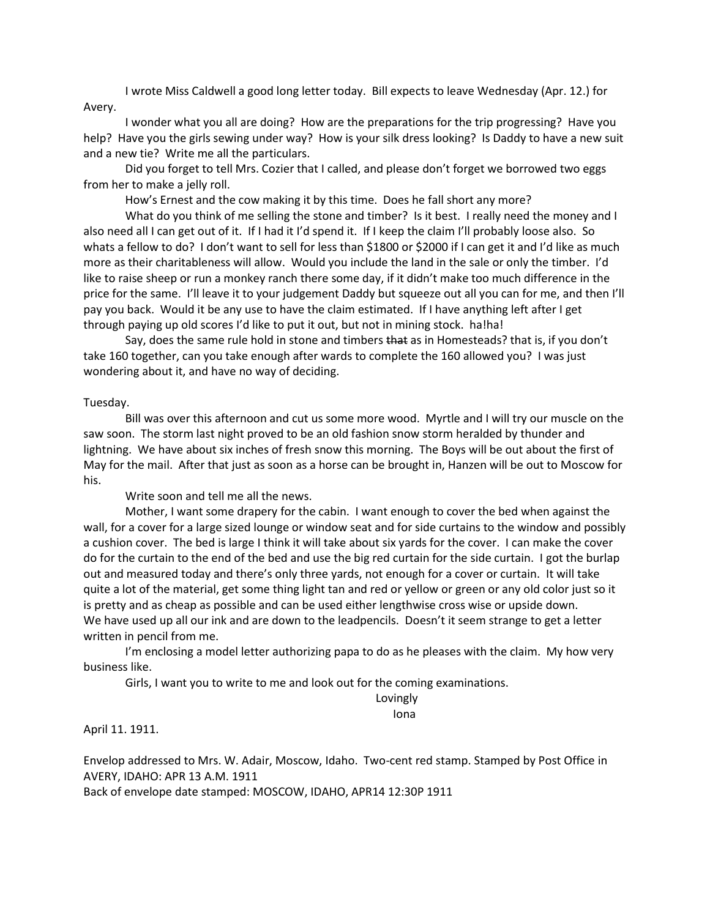I wrote Miss Caldwell a good long letter today. Bill expects to leave Wednesday (Apr. 12.) for Avery.

I wonder what you all are doing? How are the preparations for the trip progressing? Have you help? Have you the girls sewing under way? How is your silk dress looking? Is Daddy to have a new suit and a new tie? Write me all the particulars.

Did you forget to tell Mrs. Cozier that I called, and please don't forget we borrowed two eggs from her to make a jelly roll.

How's Ernest and the cow making it by this time. Does he fall short any more?

What do you think of me selling the stone and timber? Is it best. I really need the money and I also need all I can get out of it. If I had it I'd spend it. If I keep the claim I'll probably loose also. So whats a fellow to do? I don't want to sell for less than $1800 or $2000 if I can get it and I'd like as much more as their charitableness will allow. Would you include the land in the sale or only the timber. I'd like to raise sheep or run a monkey ranch there some day, if it didn't make too much difference in the price for the same. I'll leave it to your judgement Daddy but squeeze out all you can for me, and then I'll pay you back. Would it be any use to have the claim estimated. If I have anything left after I get through paying up old scores I'd like to put it out, but not in mining stock. ha!ha!

Say, does the same rule hold in stone and timbers ~~that~~ as in Homesteads? that is, if you don't take 160 together, can you take enough after wards to complete the 160 allowed you? I was just wondering about it, and have no way of deciding.

Tuesday.

Bill was over this afternoon and cut us some more wood. Myrtle and I will try our muscle on the saw soon. The storm last night proved to be an old fashion snow storm heralded by thunder and lightning. We have about six inches of fresh snow this morning. The Boys will be out about the first of May for the mail. After that just as soon as a horse can be brought in, Hanzen will be out to Moscow for his.

Write soon and tell me all the news.

Mother, I want some drapery for the cabin. I want enough to cover the bed when against the wall, for a cover for a large sized lounge or window seat and for side curtains to the window and possibly a cushion cover. The bed is large I think it will take about six yards for the cover. I can make the cover do for the curtain to the end of the bed and use the big red curtain for the side curtain. I got the burlap out and measured today and there's only three yards, not enough for a cover or curtain. It will take quite a lot of the material, get some thing light tan and red or yellow or green or any old color just so it is pretty and as cheap as possible and can be used either lengthwise cross wise or upside down.
We have used up all our ink and are down to the leadpencils. Doesn't it seem strange to get a letter written in pencil from me.

I'm enclosing a model letter authorizing papa to do as he pleases with the claim. My how very business like.

Girls, I want you to write to me and look out for the coming examinations.

Lovingly
Iona

April 11. 1911.

Envelop addressed to Mrs. W. Adair, Moscow, Idaho. Two-cent red stamp. Stamped by Post Office in AVERY, IDAHO: APR 13 A.M. 1911
Back of envelope date stamped: MOSCOW, IDAHO, APR14 12:30P 1911